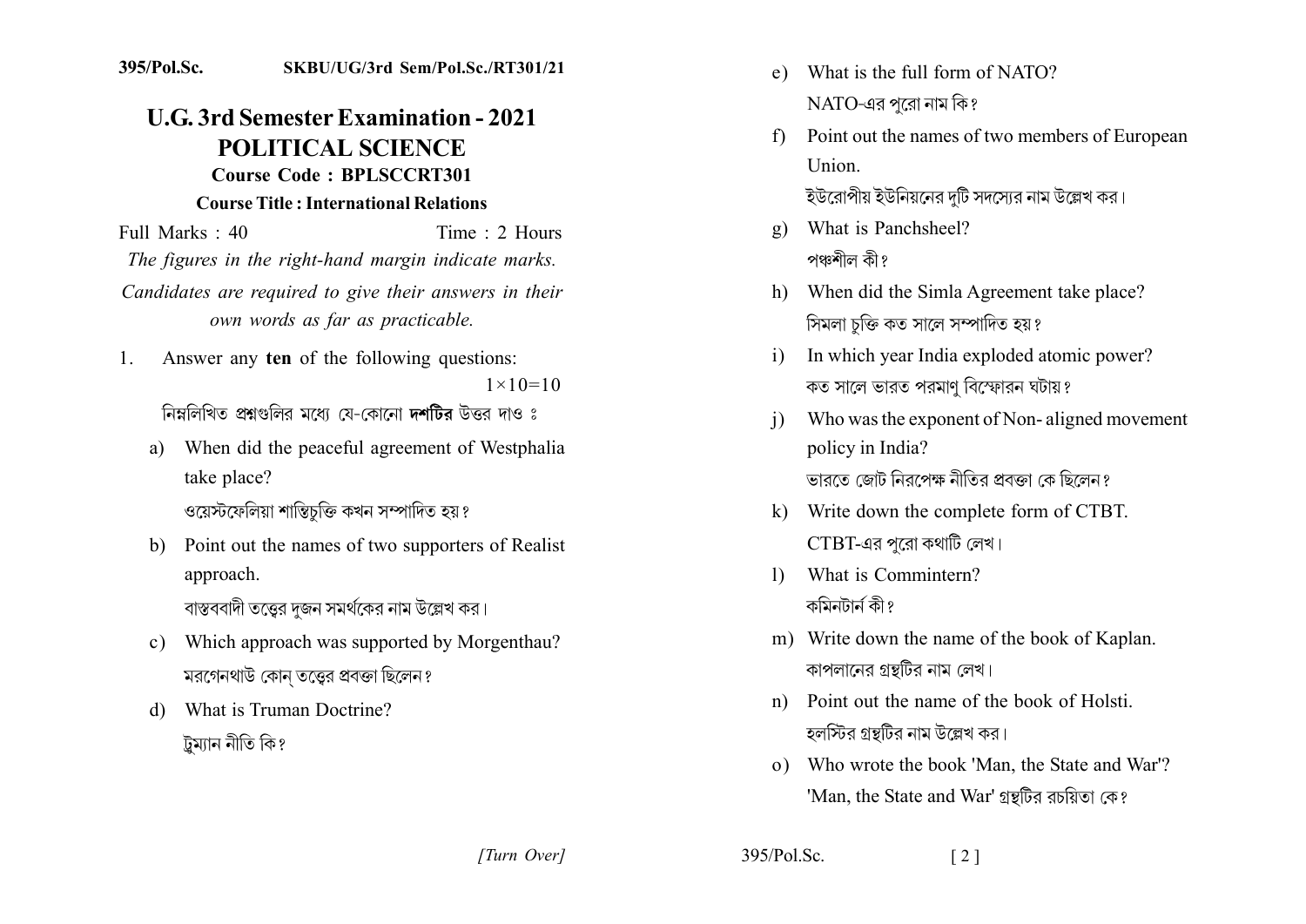395/Pol.Sc. SKBU/UG/3rd Sem/Pol.Sc./RT301/21

# U.G. 3rd Semester Examination - 2021

## POLITICAL SCIENCE

**Course Code : BPLSCCRT301**

**Course Title : International Relations**

Full Marks : 40 Time : 2 Hours

*The figures in the right-hand margin indicate marks.*

*Candidates are required to give their answers in their own words as far as practicable.*

1. Answer any **ten** of the following questions: $1 \times 10 = 10$

   নিম্নলিখিত প্রশ্নগুলির মধ্যে যে-কোনো **দশটির** উত্তর দাও ঃ

   a) When did the peaceful agreement of Westphalia take place?

      ওয়েস্টফেলিয়া শান্তিচুক্তি কখন সম্পাদিত হয়?

   b) Point out the names of two supporters of Realist approach.

      বাস্তববাদী তত্ত্বের দুজন সমর্থকের নাম উল্লেখ কর।

   c) Which approach was supported by Morgenthau?

      মরগেনথাউ কোন্ তত্ত্বের প্রবক্তা ছিলেন?

   d) What is Truman Doctrine?

      ট্রুম্যান নীতি কি?

   e) What is the full form of NATO?

      NATO-এর পুরো নাম কি?

   f) Point out the names of two members of European Union.

      ইউরোপীয় ইউনিয়নের দুটি সদস্যের নাম উল্লেখ কর।

   g) What is Panchsheel?

      পঞ্চশীল কী?

   h) When did the Simla Agreement take place?

      সিমলা চুক্তি কত সালে সম্পাদিত হয়?

   i) In which year India exploded atomic power?

      কত সালে ভারত পরমাণু বিস্ফোরন ঘটায়?

   j) Who was the exponent of Non- aligned movement policy in India?

      ভারতে জোট নিরপেক্ষ নীতির প্রবক্তা কে ছিলেন?

   k) Write down the complete form of CTBT.

      CTBT-এর পুরো কথাটি লেখ।

   l) What is Commintern?

      কমিনটার্ন কী?

   m) Write down the name of the book of Kaplan.

      কাপলানের গ্রন্থটির নাম লেখ।

   n) Point out the name of the book of Holsti.

      হলস্টির গ্রন্থটির নাম উল্লেখ কর।

   o) Who wrote the book 'Man, the State and War'?

      'Man, the State and War' গ্রন্থটির রচয়িতা কে?

*[Turn Over]*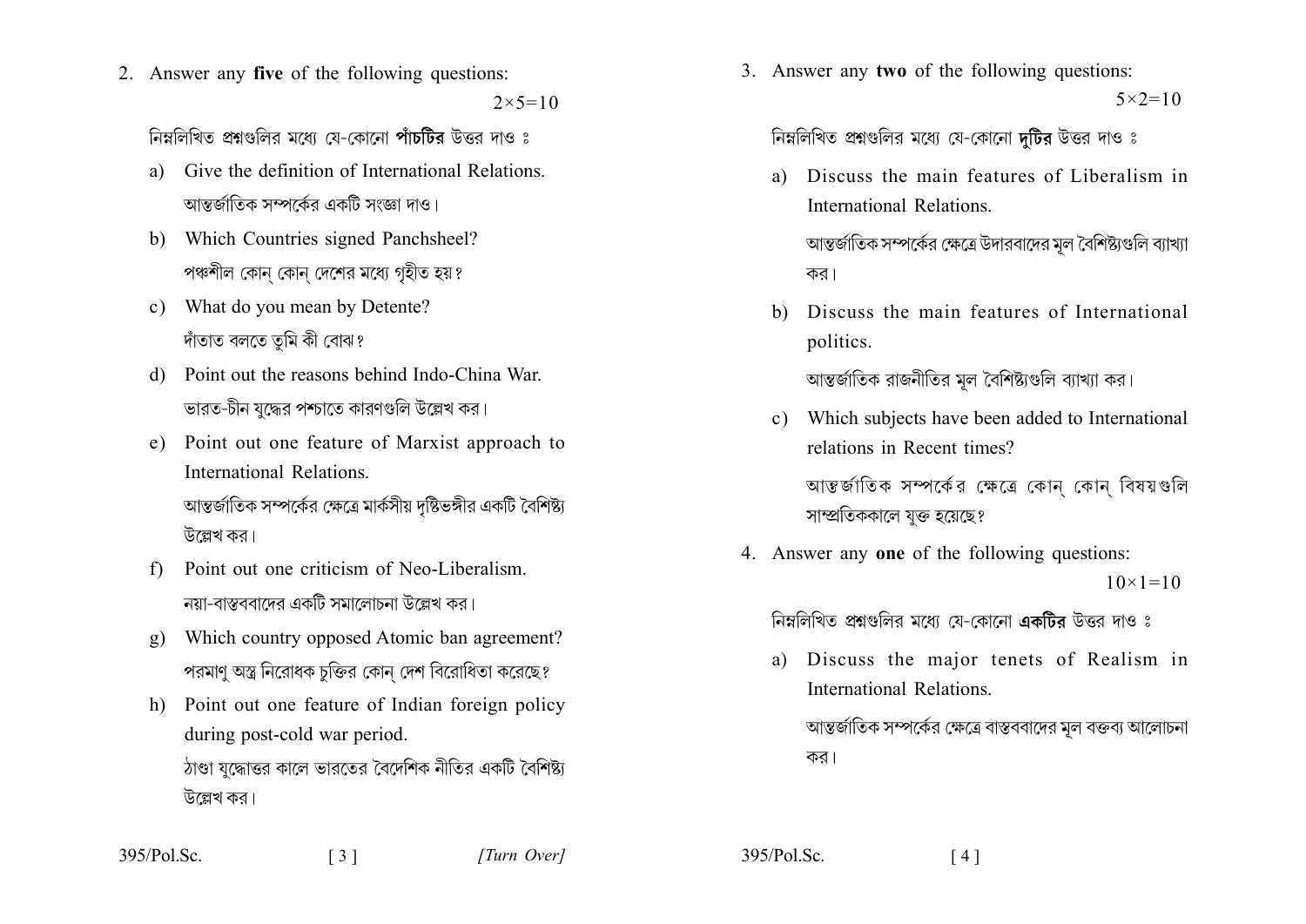2. Answer any **five** of the following questions: $2\times5=10$

নিম্নলিখিত প্রশ্নগুলির মধ্যে যে-কোনো **পাঁচটির** উত্তর দাও ঃ

a) Give the definition of International Relations.
আন্তর্জাতিক সম্পর্কের একটি সংজ্ঞা দাও।

b) Which Countries signed Panchsheel?
পঞ্চশীল কোন্ কোন্ দেশের মধ্যে গৃহীত হয়?

c) What do you mean by Detente?
দাঁতাত বলতে তুমি কী বোঝ?

d) Point out the reasons behind Indo-China War.
ভারত-চীন যুদ্ধের পশ্চাতে কারণগুলি উল্লেখ কর।

e) Point out one feature of Marxist approach to International Relations.
আন্তর্জাতিক সম্পর্কের ক্ষেত্রে মার্কসীয় দৃষ্টিভঙ্গীর একটি বৈশিষ্ট্য উল্লেখ কর।

f) Point out one criticism of Neo-Liberalism.
নয়া-বাস্তববাদের একটি সমালোচনা উল্লেখ কর।

g) Which country opposed Atomic ban agreement?
পরমাণু অস্ত্র নিরোধক চুক্তির কোন্ দেশ বিরোধিতা করেছে?

h) Point out one feature of Indian foreign policy during post-cold war period.
ঠাণ্ডা যুদ্ধোত্তর কালে ভারতের বৈদেশিক নীতির একটি বৈশিষ্ট্য উল্লেখ কর।

3. Answer any **two** of the following questions: $5\times2=10$

নিম্নলিখিত প্রশ্নগুলির মধ্যে যে-কোনো **দুটির** উত্তর দাও ঃ

a) Discuss the main features of Liberalism in International Relations.
আন্তর্জাতিক সম্পর্কের ক্ষেত্রে উদারবাদের মূল বৈশিষ্ট্যগুলি ব্যাখ্যা কর।

b) Discuss the main features of International politics.
আন্তর্জাতিক রাজনীতির মূল বৈশিষ্ট্যগুলি ব্যাখ্যা কর।

c) Which subjects have been added to International relations in Recent times?
আন্তর্জাতিক সম্পর্কের ক্ষেত্রে কোন্ কোন্ বিষয়গুলি সাম্প্রতিককালে যুক্ত হয়েছে?

4. Answer any **one** of the following questions: $10\times1=10$

নিম্নলিখিত প্রশ্নগুলির মধ্যে যে-কোনো **একটির** উত্তর দাও ঃ

a) Discuss the major tenets of Realism in International Relations.
আন্তর্জাতিক সম্পর্কের ক্ষেত্রে বাস্তববাদের মূল বক্তব্য আলোচনা কর।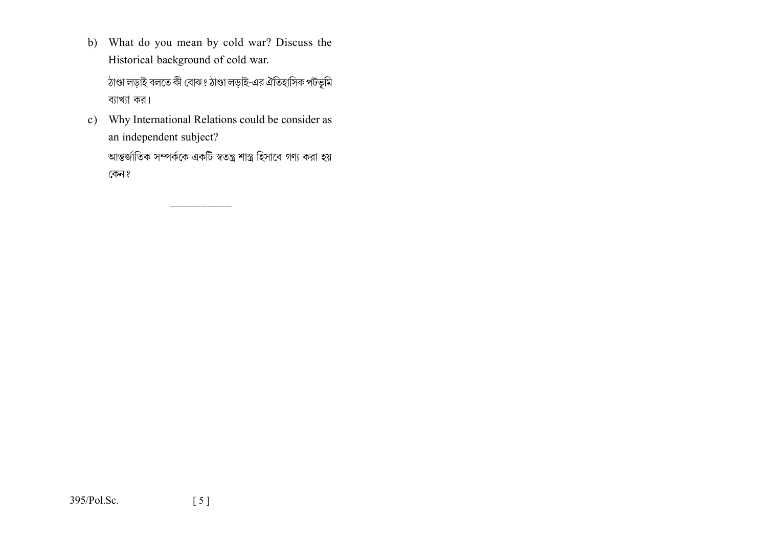b) What do you mean by cold war? Discuss the Historical background of cold war.

ঠাণ্ডা লড়াই বলতে কী বোঝ? ঠাণ্ডা লড়াই-এর ঐতিহাসিক পটভূমি ব্যাখ্যা কর।

c) Why International Relations could be consider as an independent subject?

আন্তর্জাতিক সম্পর্ককে একটি স্বতন্ত্র শাস্ত্র হিসাবে গণ্য করা হয় কেন?

———————